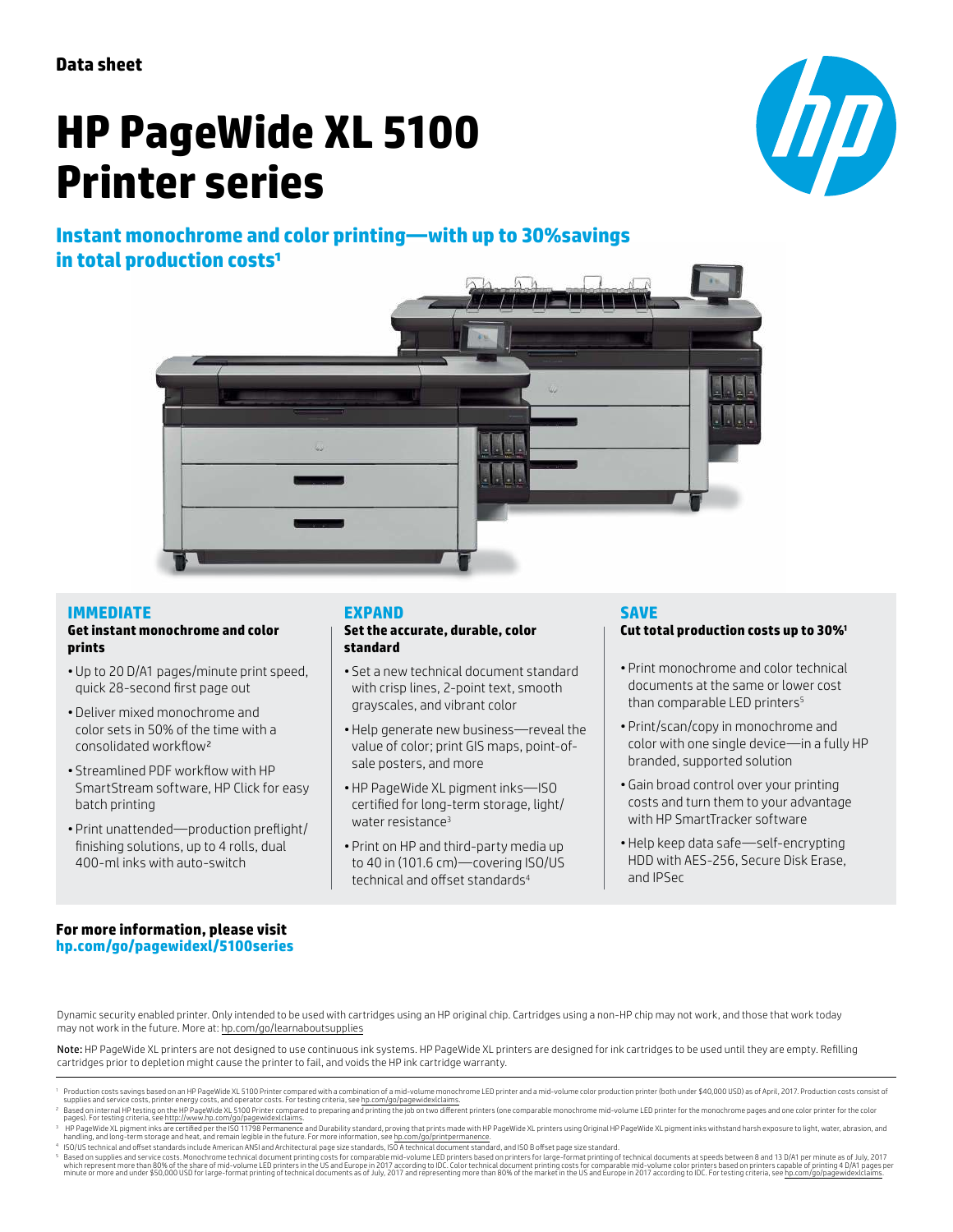Data sheet

# HP PageWide XL 5100 Printer series

## Instant monochrome and color printing—with up to 30%savings in total production costs[1]

### IMMEDIATE

**Get instant monochrome and color prints**

- Up to 20 D/A1 pages/minute print speed, quick 28-second first page out
- Deliver mixed monochrome and color sets in 50% of the time with a consolidated workflow[2]
- Streamlined PDF workflow with HP SmartStream software, HP Click for easy batch printing
- Print unattended—production preflight/finishing solutions, up to 4 rolls, dual 400-ml inks with auto-switch

### EXPAND

**Set the accurate, durable, color standard**

- Set a new technical document standard with crisp lines, 2-point text, smooth grayscales, and vibrant color
- Help generate new business—reveal the value of color; print GIS maps, point-of-sale posters, and more
- HP PageWide XL pigment inks—ISO certified for long-term storage, light/water resistance[3]
- Print on HP and third-party media up to 40 in (101.6 cm)—covering ISO/US technical and offset standards[4]

### SAVE

**Cut total production costs up to 30%[1]**

- Print monochrome and color technical documents at the same or lower cost than comparable LED printers[5]
- Print/scan/copy in monochrome and color with one single device—in a fully HP branded, supported solution
- Gain broad control over your printing costs and turn them to your advantage with HP SmartTracker software
- Help keep data safe—self-encrypting HDD with AES-256, Secure Disk Erase, and IPSec

**For more information, please visit**
**hp.com/go/pagewidexl/5100series**

Dynamic security enabled printer. Only intended to be used with cartridges using an HP original chip. Cartridges using a non-HP chip may not work, and those that work today may not work in the future. More at: hp.com/go/learnaboutsupplies

Note: HP PageWide XL printers are not designed to use continuous ink systems. HP PageWide XL printers are designed for ink cartridges to be used until they are empty. Refilling cartridges prior to depletion might cause the printer to fail, and voids the HP ink cartridge warranty.

---

[1] Production costs savings based on an HP PageWide XL 5100 Printer compared with a combination of a mid-volume monochrome LED printer and a mid-volume color production printer (both under $40,000 USD) as of April, 2017. Production costs consist of supplies and service costs, printer energy costs, and operator costs. For testing criteria, see hp.com/go/pagewidexlclaims.

[2] Based on internal HP testing on the HP PageWide XL 5100 Printer compared to preparing and printing the job on two different printers (one comparable monochrome mid-volume LED printer for the monochrome pages and one color printer for the color pages). For testing criteria, see http://www.hp.com/go/pagewidexlclaims.

[3] HP PageWide XL pigment inks are certified per the ISO 11798 Permanence and Durability standard, proving that prints made with HP PageWide XL printers using Original HP PageWide XL pigment inks withstand harsh exposure to light, water, abrasion, and handling, and long-term storage and heat, and remain legible in the future. For more information, see hp.com/go/printpermanence.

[4] ISO/US technical and offset standards include American ANSI and Architectural page size standards, ISO A technical document standard, and ISO B offset page size standard.

[5] Based on supplies and service costs. Monochrome technical document printing costs for comparable mid-volume LED printers based on printers for large-format printing of technical documents at speeds between 8 and 13 D/A1 per minute as of July, 2017 which represent more than 80% of the share of mid-volume LED printers in the US and Europe in 2017 according to IDC. Color technical document printing costs for comparable mid-volume color printers based on printers capable of printing 4 D/A1 pages per minute or more and under $50,000 USD for large-format printing of technical documents as of July, 2017 and representing more than 80% of the market in the US and Europe in 2017 according to IDC. For testing criteria, see hp.com/go/pagewidexlclaims.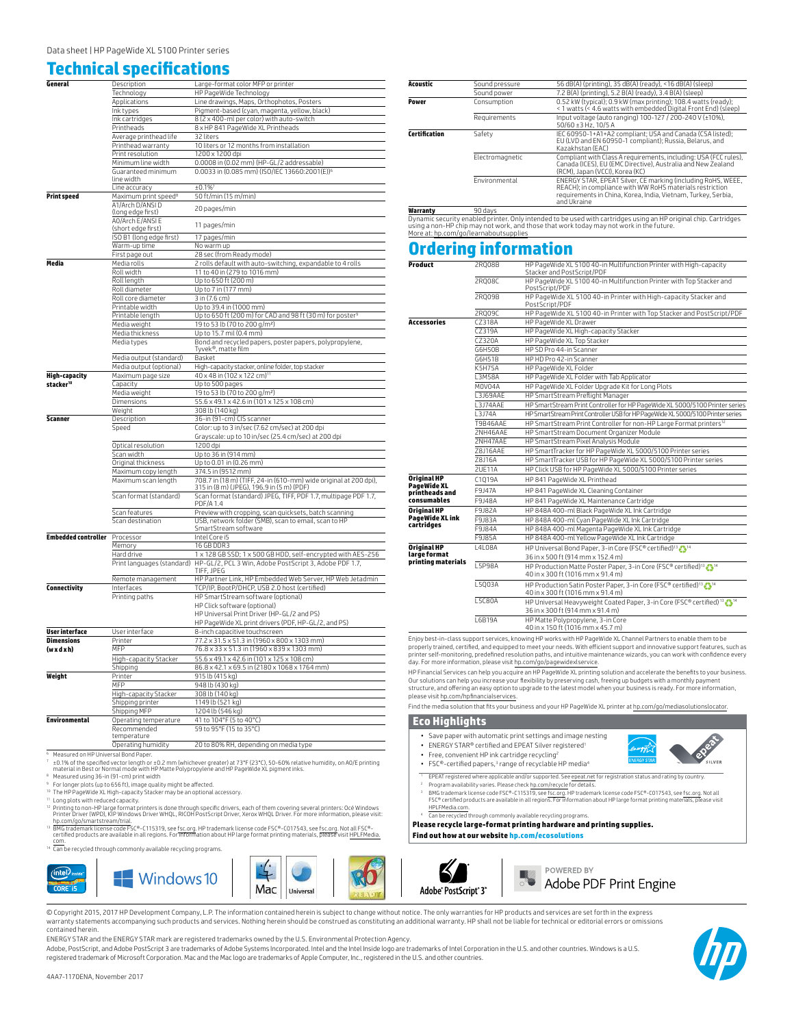## Technical specifications

| | | |
|---|---|---|
| **General** | Description | Large-format color MFP or printer |
| | Technology | HP PageWide Technology |
| | Applications | Line drawings, Maps, Orthophotos, Posters |
| | Ink types | Pigment-based (cyan, magenta, yellow, black) |
| | Ink cartridges | 8 (2 x 400-ml per color) with auto-switch |
| | Printheads | 8 x HP 841 PageWide XL Printheads |
| | Average printhead life | 32 liters |
| | Printhead warranty | 10 liters or 12 months from installation |
| | Print resolution | 1200 x 1200 dpi |
| | Minimum line width | 0.0008 in (0.02 mm) (HP-GL/2 addressable) |
| | Guaranteed minimum line width | 0.0033 in (0.085 mm) (ISO/IEC 13660:2001(E))[6] |
| | Line accuracy | ±0.1%[7] |
| **Print speed** | Maximum print speed[8] | 50 ft/min (15 m/min) |
| | A1/Arch D/ANSI D (long edge first) | 20 pages/min |
| | A0/Arch E/ANSI E (short edge first) | 11 pages/min |
| | ISO B1 (long edge first) | 17 pages/min |
| | Warm-up time | No warm up |
| | First page out | 28 sec (from Ready mode) |
| **Media** | Media rolls | 2 rolls default with auto-switching, expandable to 4 rolls |
| | Roll width | 11 to 40 in (279 to 1016 mm) |
| | Roll length | Up to 650 ft (200 m) |
| | Roll diameter | Up to 7 in (177 mm) |
| | Roll core diameter | 3 in (7.6 cm) |
| | Printable width | Up to 39.4 in (1000 mm) |
| | Printable length | Up to 650 ft (200 m) for CAD and 98 ft (30 m) for poster[9] |
| | Media weight | 19 to 53 lb (70 to 200 g/m²) |
| | Media thickness | Up to 15.7 mil (0.4 mm) |
| | Media types | Bond and recycled papers, poster papers, polypropylene, Tyvek®, matte film |
| | Media output (standard) | Basket |
| | Media output (optional) | High-capacity stacker, online folder, top stacker |
| **High-capacity stacker[10]** | Maximum page size | 40 x 48 in (102 x 122 cm)[11] |
| | Capacity | Up to 500 pages |
| | Media weight | 19 to 53 lb (70 to 200 g/m²) |
| | Dimensions | 55.6 x 49.1 x 42.6 in (101 x 125 x 108 cm) |
| | Weight | 308 lb (140 kg) |
| **Scanner** | Description | 36-in (91-cm) CIS scanner |
| | Speed | Color: up to 3 in/sec (7.62 cm/sec) at 200 dpi<br>Grayscale: up to 10 in/sec (25.4 cm/sec) at 200 dpi |
| | Optical resolution | 1200 dpi |
| | Scan width | Up to 36 in (914 mm) |
| | Original thickness | Up to 0.01 in (0.26 mm) |
| | Maximum copy length | 374.5 in (9512 mm) |
| | Maximum scan length | 708.7 in (18 m) (TIFF, 24-in (610-mm) wide original at 200 dpi), 315 in (8 m) (JPEG), 196.9 in (5 m) (PDF) |
| | Scan format (standard) | Scan format (standard) JPEG, TIFF, PDF 1.7, multipage PDF 1.7, PDF/A 1.4 |
| | Scan features | Preview with cropping, scan quicksets, batch scanning |
| | Scan destination | USB, network folder (SMB), scan to email, scan to HP SmartStream software |
| **Embedded controller** | Processor | Intel Core i5 |
| | Memory | 16 GB DDR3 |
| | Hard drive | 1 x 128 GB SSD; 1 x 500 GB HDD, self-encrypted with AES-256 |
| | Print languages (standard) | HP-GL/2, PCL 3 Win, Adobe PostScript 3, Adobe PDF 1.7, TIFF, JPEG |
| | Remote management | HP Partner Link, HP Embedded Web Server, HP Web Jetadmin |
| **Connectivity** | Interfaces | TCP/IP, BootP/DHCP, USB 2.0 host (certified) |
| | Printing paths | HP SmartStream software (optional)<br>HP Click software (optional)<br>HP Universal Print Driver (HP-GL/2 and PS)<br>HP PageWide XL print drivers (PDF, HP-GL/2, and PS) |
| **User interface** | User interface | 8-inch capacitive touchscreen |
| **Dimensions (w x d x h)** | Printer | 77.2 x 31.5 x 51.3 in (1960 x 800 x 1303 mm) |
| | MFP | 76.8 x 33 x 51.3 in (1960 x 839 x 1303 mm) |
| | High-capacity Stacker | 55.6 x 49.1 x 42.6 in (101 x 125 x 108 cm) |
| | Shipping | 86.8 x 42.1 x 69.5 in (2180 x 1068 x 1764 mm) |
| **Weight** | Printer | 915 lb (415 kg) |
| | MFP | 948 lb (430 kg) |
| | High-capacity Stacker | 308 lb (140 kg) |
| | Shipping printer | 1149 lb (521 kg) |
| | Shipping MFP | 1204 lb (546 kg) |
| **Environmental** | Operating temperature | 41 to 104°F (5 to 40°C) |
| | Recommended temperature | 59 to 95°F (15 to 35°C) |
| | Operating humidity | 20 to 80% RH, depending on media type |
| **Acoustic** | Sound pressure | 56 dB(A) (printing), 35 dB(A) (ready), <16 dB(A) (sleep) |
| | Sound power | 7.2 B(A) (printing), 5.2 B(A) (ready), 3.4 B(A) (sleep) |
| **Power** | Consumption | 0.52 kW (typical); 0.9 kW (max printing); 108.4 watts (ready); < 1 watts (< 4.6 watts with embedded Digital Front End) (sleep) |
| | Requirements | Input voltage (auto ranging) 100-127 / 200-240 V (±10%), 50/60 ±3 Hz, 10/5 A |
| **Certification** | Safety | IEC 60950-1+A1+A2 compliant; USA and Canada (CSA listed); EU (LVD and EN 60950-1 compliant); Russia, Belarus, and Kazakhstan (EAC) |
| | Electromagnetic | Compliant with Class A requirements, including: USA (FCC rules), Canada (ICES), EU (EMC Directive), Australia and New Zealand (RCM), Japan (VCCI), Korea (KC) |
| | Environmental | ENERGY STAR, EPEAT Silver, CE marking (including RoHS, WEEE, REACH); in compliance with WW RoHS materials restriction requirements in China, Korea, India, Vietnam, Turkey, Serbia, and Ukraine |
| **Warranty** | 90 days | |

Dynamic security enabled printer. Only intended to be used with cartridges using an HP original chip. Cartridges using a non-HP chip may not work, and those that work today may not work in the future. More at: hp.com/go/learnaboutsupplies

[6] Measured on HP Universal Bond Paper.
[7] ±0.1% of the specified vector length or ±0.2 mm (whichever greater) at 73°F (23°C), 50-60% relative humidity, on A0/E printing material in Best or Normal mode with HP Matte Polypropylene and HP PageWide XL pigment inks.
[8] Measured using 36-in (91-cm) print width
[9] For longer plots (up to 656 ft), image quality might be affected.
[10] The HP PageWide XL High-capacity Stacker may be an optional accessory.
[11] Long plots with reduced capacity.
[12] Printing to non-HP large format printers is done through specific drivers, each of them covering several printers: Océ Windows Printer Driver (WPD), KIP Windows Driver WHQL, RICOH PostScript Driver, Xerox WHQL Driver. For more information, please visit: hp.com/go/smartstream/trial.
[13] BMG trademark license code FSC®-C115319, see fsc.org. HP trademark license code FSC®-C017543, see fsc.org. Not all FSC®-certified products are available in all regions. For information about HP large format printing materials, please visit HPLFMedia.com.
[14] Can be recycled through commonly available recycling programs.

## Ordering information

| | | |
|---|---|---|
| **Product** | 2RQ08B | HP PageWide XL 5100 40-in Multifunction Printer with High-capacity Stacker and PostScript/PDF |
| | 2RQ08C | HP PageWide XL 5100 40-in Multifunction Printer with Top Stacker and PostScript/PDF |
| | 2RQ09B | HP PageWide XL 5100 40-in Printer with High-capacity Stacker and PostScript/PDF |
| | 2RQ09C | HP PageWide XL 5100 40-in Printer with Top Stacker and PostScript/PDF |
| **Accessories** | CZ318A | HP PageWide XL Drawer |
| | CZ319A | HP PageWide XL High-capacity Stacker |
| | CZ320A | HP PageWide XL Top Stacker |
| | G6H50B | HP SD Pro 44-in Scanner |
| | G6H51B | HP HD Pro 42-in Scanner |
| | K5H75A | HP PageWide XL Folder |
| | L3M58A | HP PageWide XL Folder with Tab Applicator |
| | M0V04A | HP PageWide XL Folder Upgrade Kit for Long Plots |
| | L3J69AAE | HP SmartStream Preflight Manager |
| | L3J74AAE | HP SmartStream Print Controller for HP PageWide XL 5000/5100 Printer series |
| | L3J74A | HP SmartStream Print Controller USB for HP PageWide XL 5000/5100 Printer series |
| | T9B46AAE | HP SmartStream Print Controller for non-HP Large Format printers[12] |
| | 2NH46AAE | HP SmartStream Document Organizer Module |
| | 2NH47AAE | HP SmartStream Pixel Analysis Module |
| | Z8J16AAE | HP SmartTracker for HP PageWide XL 5000/5100 Printer series |
| | Z8J16A | HP SmartTracker USB for HP PageWide XL 5000/5100 Printer series |
| | 2UE11A | HP Click USB for HP PageWide XL 5000/5100 Printer series |
| **Original HP PageWide XL printheads and consumables** | C1Q19A | HP 841 PageWide XL Printhead |
| | F9J47A | HP 841 PageWide XL Cleaning Container |
| | F9J48A | HP 841 PageWide XL Maintenance Cartridge |
| **Original HP PageWide XL ink cartridges** | F9J82A | HP 848A 400-ml Black PageWide XL Ink Cartridge |
| | F9J83A | HP 848A 400-ml Cyan PageWide XL Ink Cartridge |
| | F9J84A | HP 848A 400-ml Magenta PageWide XL Ink Cartridge |
| | F9J85A | HP 848A 400-ml Yellow PageWide XL Ink Cartridge |
| **Original HP large format printing materials** | L4L08A | HP Universal Bond Paper, 3-in Core (FSC® certified)[13][14] 36 in x 500 ft (914 mm x 152.4 m) |
| | L5P98A | HP Production Matte Poster Paper, 3-in Core (FSC® certified)[13][14] 40 in x 300 ft (1016 mm x 91.4 m) |
| | L5Q03A | HP Production Satin Poster Paper, 3-in Core (FSC® certified)[13][14] 40 in x 300 ft (1016 mm x 91.4 m) |
| | L5C80A | HP Universal Heavyweight Coated Paper, 3-in Core (FSC® certified)[13][14] 36 in x 300 ft (914 mm x 91.4 m) |
| | L6B19A | HP Matte Polypropylene, 3-in Core 40 in x 150 ft (1016 mm x 45.7 m) |

Enjoy best-in-class support services, knowing HP works with HP PageWide XL Channel Partners to enable them to be properly trained, certified, and equipped to meet your needs. With efficient support and innovative support features, such as printer self-monitoring, predefined resolution paths, and intuitive maintenance wizards, you can work with confidence every day. For more information, please visit hp.com/go/pagewidexlservice.

HP Financial Services can help you acquire an HP PageWide XL printing solution and accelerate the benefits to your business. Our solutions can help you increase your flexibility by preserving cash, freeing up budgets with a monthly payment structure, and offering an easy option to upgrade to the latest model when your business is ready. For more information, please visit hp.com/hpfinancialservices.

Find the media solution that fits your business and your HP PageWide XL printer at hp.com/go/mediasolutionslocator.

### Eco Highlights

- Save paper with automatic print settings and image nesting
- ENERGY STAR® certified and EPEAT Silver registered[1]
- Free, convenient HP ink cartridge recycling[2]
- FSC®-certified papers,[3] range of recyclable HP media[4]

[1] EPEAT registered where applicable and/or supported. See epeat.net for registration status and rating by country.
[2] Program availability varies. Please check hp.com/recycle for details.
[3] BMG trademark license code FSC®-C115319, see fsc.org. HP trademark license code FSC®-C017543, see fsc.org. Not all FSC® certified products are available in all regions. For information about HP large format printing materials, please visit HPLFMedia.com.
[4] Can be recycled through commonly available recycling programs.

**Please recycle large-format printing hardware and printing supplies.**

**Find out how at our website hp.com/ecosolutions**

Adobe® PostScript® 3®

POWERED BY Adobe PDF Print Engine

© Copyright 2015, 2017 HP Development Company, L.P. The information contained herein is subject to change without notice. The only warranties for HP products and services are set forth in the express warranty statements accompanying such products and services. Nothing herein should be construed as constituting an additional warranty. HP shall not be liable for technical or editorial errors or omissions contained herein.

ENERGY STAR and the ENERGY STAR mark are registered trademarks owned by the U.S. Environmental Protection Agency.

Adobe, PostScript, and Adobe PostScript 3 are trademarks of Adobe Systems Incorporated. Intel and the Intel Inside logo are trademarks of Intel Corporation in the U.S. and other countries. Windows is a U.S. registered trademark of Microsoft Corporation. Mac and the Mac logo are trademarks of Apple Computer, Inc., registered in the U.S. and other countries.

4AA7-1170ENA, November 2017